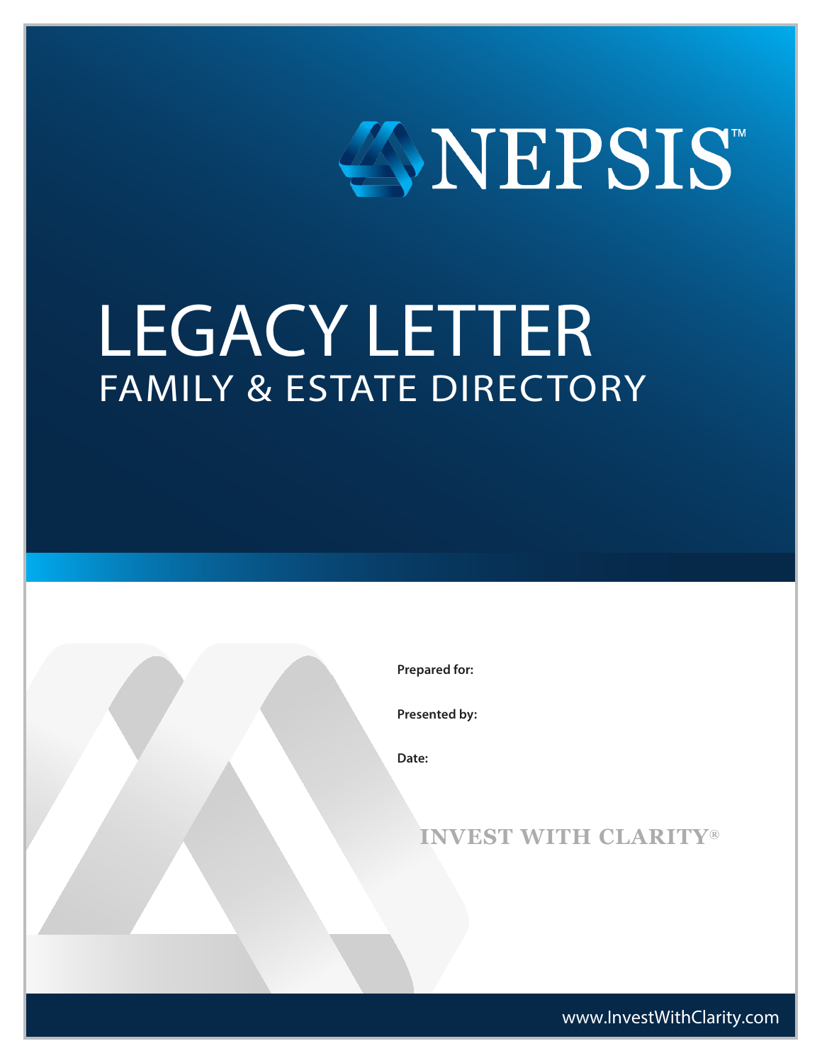NEPSIS™

# LEGACY LETTER

## FAMILY & ESTATE DIRECTORY

**Prepared for:**

**Presented by:**

**Date:**

INVEST WITH CLARITY®

www.InvestWithClarity.com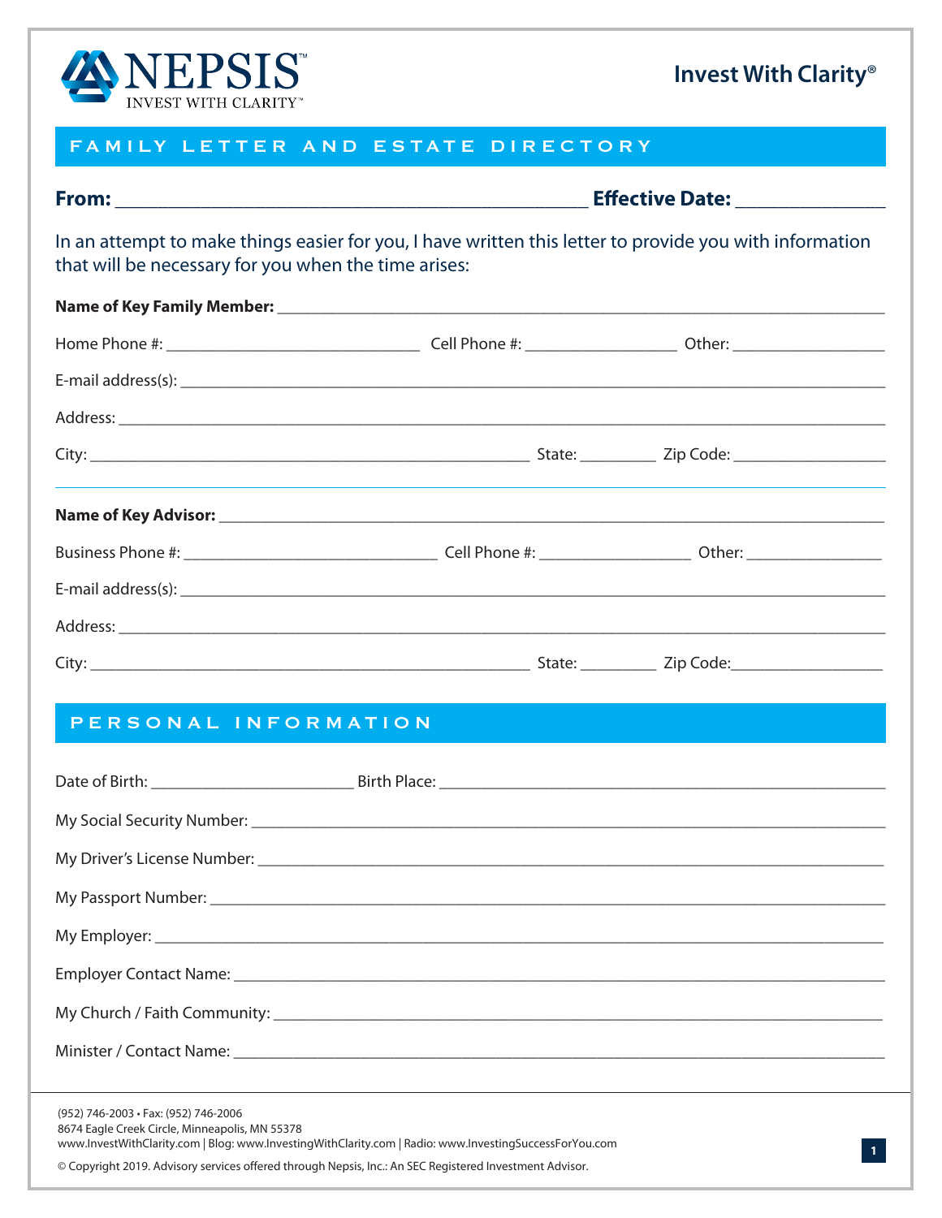NEPSIS
INVEST WITH CLARITY™

Invest With Clarity®

## FAMILY LETTER AND ESTATE DIRECTORY

**From:** ______________________________ **Effective Date:** ______________

In an attempt to make things easier for you, I have written this letter to provide you with information that will be necessary for you when the time arises:

**Name of Key Family Member:** ______________________________

Home Phone #: ______________ Cell Phone #: ______________ Other: ______________

E-mail address(s): ______________________________

Address: ______________________________

City: ______________ State: ________ Zip Code: ______________

**Name of Key Advisor:** ______________________________

Business Phone #: ______________ Cell Phone #: ______________ Other: ______________

E-mail address(s): ______________________________

Address: ______________________________

City: ______________ State: ________ Zip Code: ______________

## PERSONAL INFORMATION

Date of Birth: ______________ Birth Place: ______________

My Social Security Number: ______________________________

My Driver's License Number: ______________________________

My Passport Number: ______________________________

My Employer: ______________________________

Employer Contact Name: ______________________________

My Church / Faith Community: ______________________________

Minister / Contact Name: ______________________________

(952) 746-2003 • Fax: (952) 746-2006
8674 Eagle Creek Circle, Minneapolis, MN 55378
www.InvestWithClarity.com | Blog: www.InvestingWithClarity.com | Radio: www.InvestingSuccessForYou.com

© Copyright 2019. Advisory services offered through Nepsis, Inc.: An SEC Registered Investment Advisor.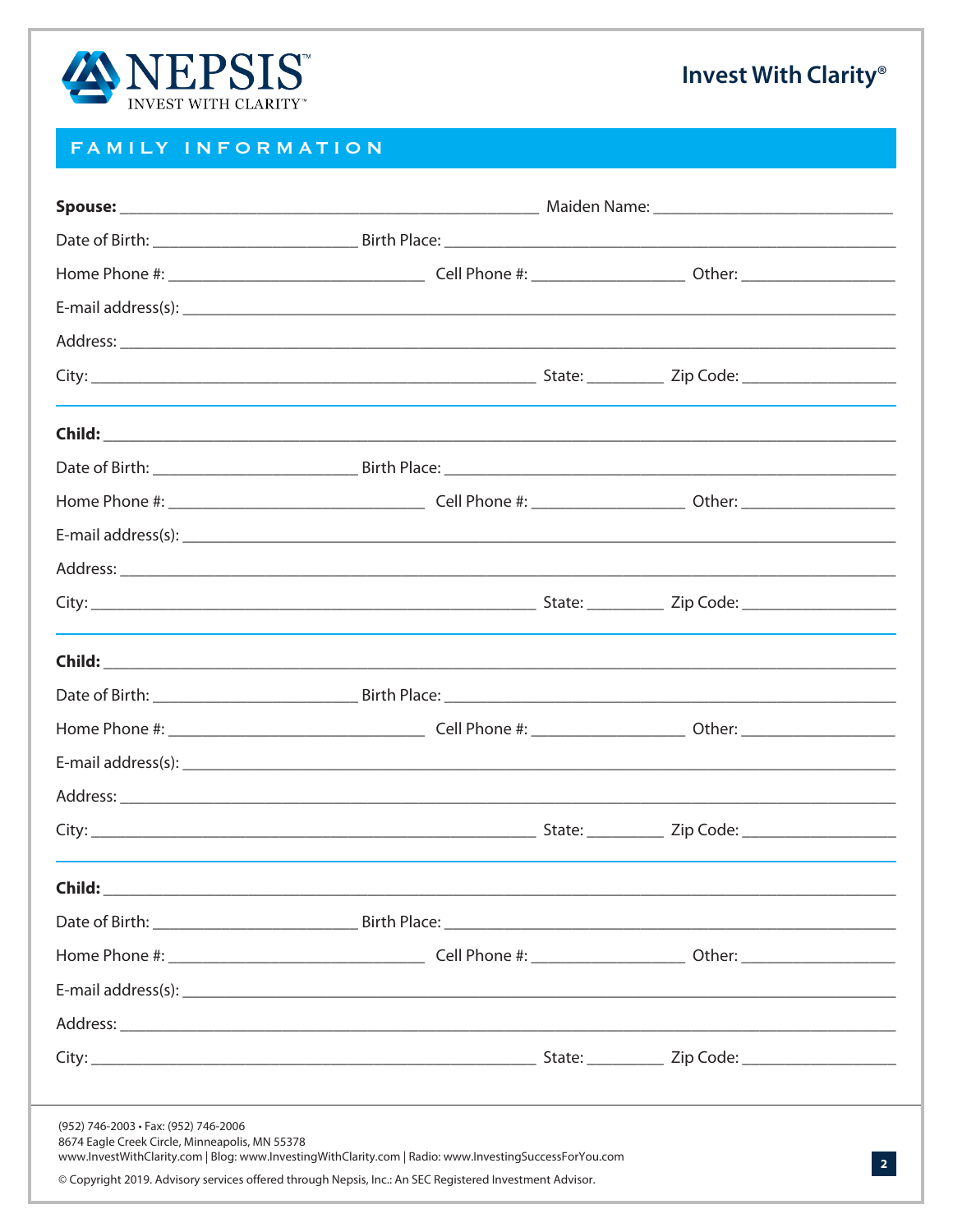NEPSIS

INVEST WITH CLARITY™

Invest With Clarity®

## FAMILY INFORMATION

**Spouse:** _______________________________________________ Maiden Name: ___________________________

Date of Birth: _______________________ Birth Place: ___________________________________________________

Home Phone #: _____________________________ Cell Phone #: _________________ Other: _________________

E-mail address(s): _________________________________________________________________________________

Address: _________________________________________________________________________________________

City: ___________________________________________________ State: ________ Zip Code: _________________

---

**Child:** ________________________________________________________________________________________

Date of Birth: _______________________ Birth Place: ___________________________________________________

Home Phone #: _____________________________ Cell Phone #: _________________ Other: _________________

E-mail address(s): _________________________________________________________________________________

Address: _________________________________________________________________________________________

City: ___________________________________________________ State: ________ Zip Code: _________________

---

**Child:** ________________________________________________________________________________________

Date of Birth: _______________________ Birth Place: ___________________________________________________

Home Phone #: _____________________________ Cell Phone #: _________________ Other: _________________

E-mail address(s): _________________________________________________________________________________

Address: _________________________________________________________________________________________

City: ___________________________________________________ State: ________ Zip Code: _________________

---

**Child:** ________________________________________________________________________________________

Date of Birth: _______________________ Birth Place: ___________________________________________________

Home Phone #: _____________________________ Cell Phone #: _________________ Other: _________________

E-mail address(s): _________________________________________________________________________________

Address: _________________________________________________________________________________________

City: ___________________________________________________ State: ________ Zip Code: _________________

(952) 746-2003 • Fax: (952) 746-2006
8674 Eagle Creek Circle, Minneapolis, MN 55378
www.InvestWithClarity.com | Blog: www.InvestingWithClarity.com | Radio: www.InvestingSuccessForYou.com

© Copyright 2019. Advisory services offered through Nepsis, Inc.: An SEC Registered Investment Advisor.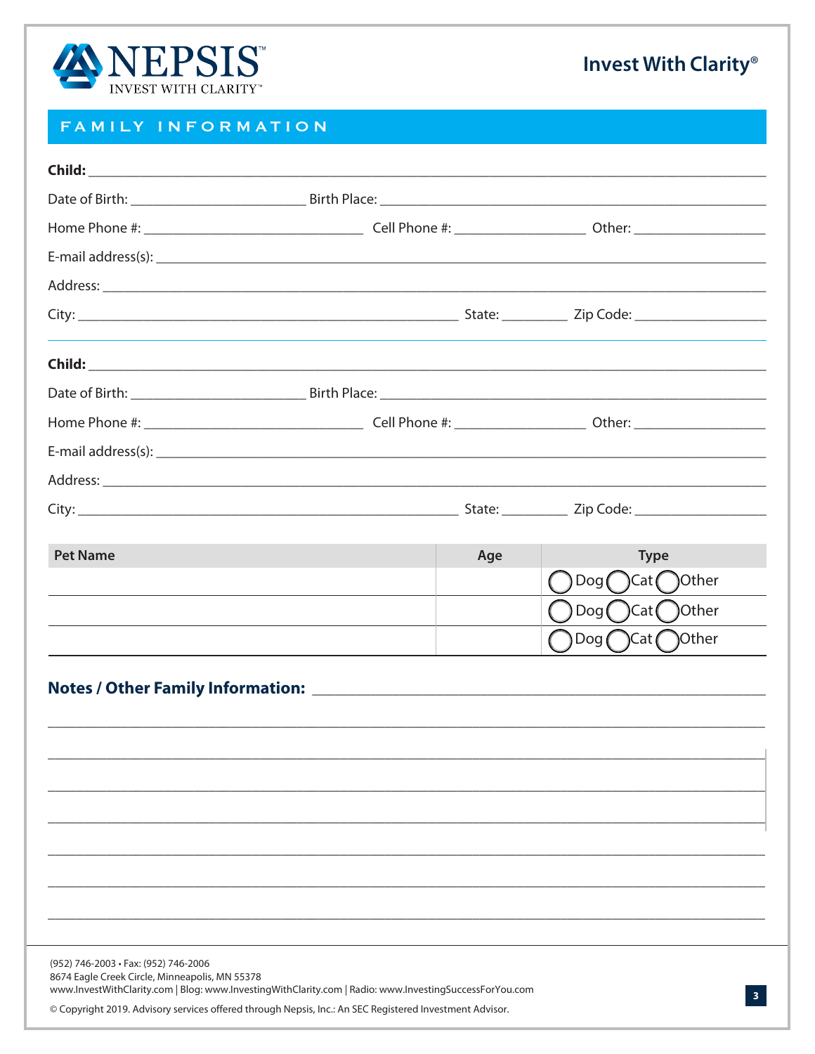NEPSIS
INVEST WITH CLARITY™

Invest With Clarity®

## FAMILY INFORMATION

**Child:** ______________________________________________

Date of Birth: ____________________ Birth Place: ______________________________

Home Phone #: ____________________ Cell Phone #: ______________ Other: ______________

E-mail address(s): ______________________________________________

Address: ______________________________________________

City: ______________________________ State: ________ Zip Code: ______________

**Child:** ______________________________________________

Date of Birth: ____________________ Birth Place: ______________________________

Home Phone #: ____________________ Cell Phone #: ______________ Other: ______________

E-mail address(s): ______________________________________________

Address: ______________________________________________

City: ______________________________ State: ________ Zip Code: ______________

| Pet Name | Age | Type |
|---|---|---|
| | | ◯ Dog ◯ Cat ◯ Other |
| | | ◯ Dog ◯ Cat ◯ Other |
| | | ◯ Dog ◯ Cat ◯ Other |

**Notes / Other Family Information:** ______________________________________________

______________________________________________

______________________________________________

______________________________________________

______________________________________________

______________________________________________

______________________________________________

______________________________________________

(952) 746-2003 • Fax: (952) 746-2006
8674 Eagle Creek Circle, Minneapolis, MN 55378
www.InvestWithClarity.com | Blog: www.InvestingWithClarity.com | Radio: www.InvestingSuccessForYou.com

© Copyright 2019. Advisory services offered through Nepsis, Inc.: An SEC Registered Investment Advisor.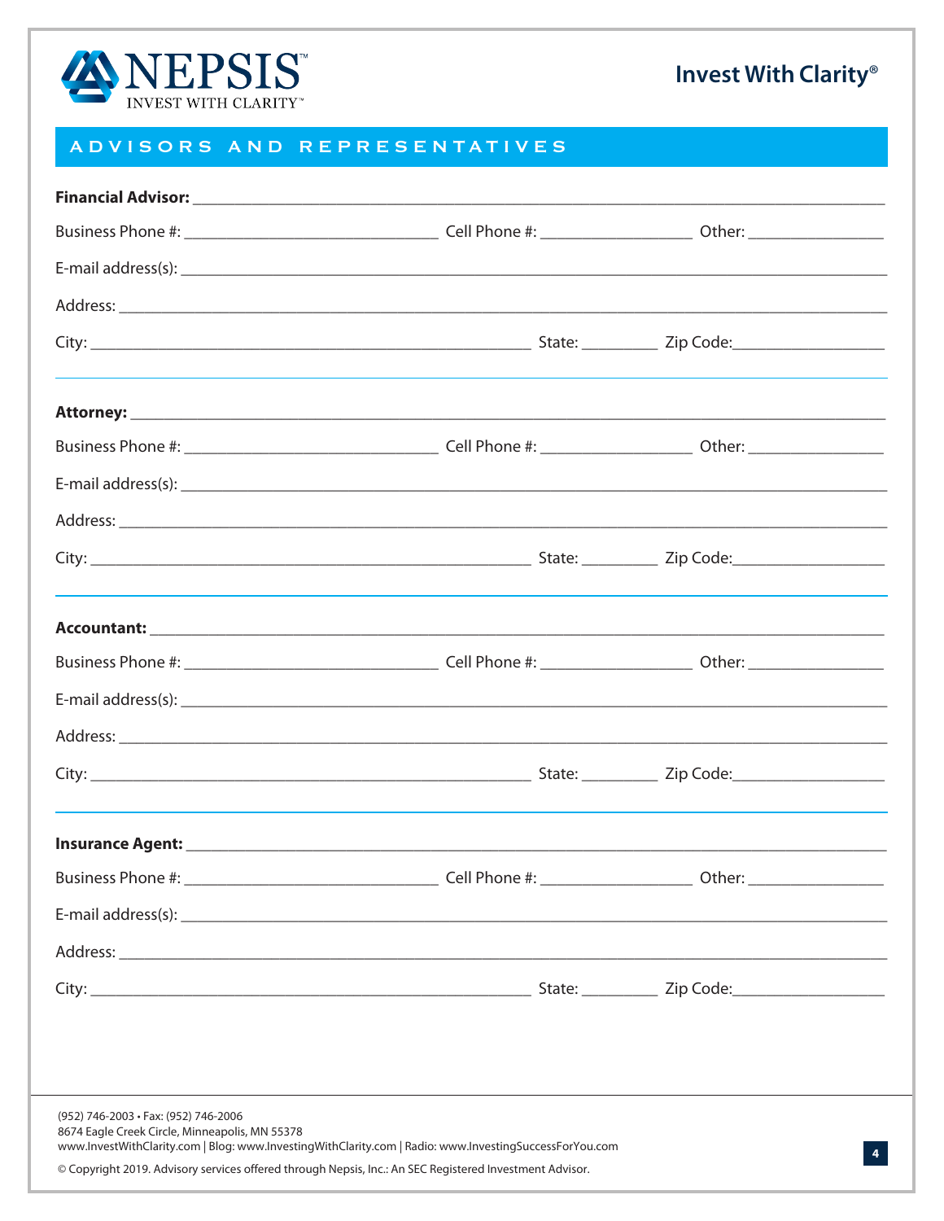## ADVISORS AND REPRESENTATIVES

**Financial Advisor:** ____________________________________________

Business Phone #: ____________________ Cell Phone #: ______________ Other: ______________

E-mail address(s): ____________________________________________

Address: ____________________________________________

City: ______________________________ State: ________ Zip Code: ______________

---

**Attorney:** ____________________________________________

Business Phone #: ____________________ Cell Phone #: ______________ Other: ______________

E-mail address(s): ____________________________________________

Address: ____________________________________________

City: ______________________________ State: ________ Zip Code: ______________

---

**Accountant:** ____________________________________________

Business Phone #: ____________________ Cell Phone #: ______________ Other: ______________

E-mail address(s): ____________________________________________

Address: ____________________________________________

City: ______________________________ State: ________ Zip Code: ______________

---

**Insurance Agent:** ____________________________________________

Business Phone #: ____________________ Cell Phone #: ______________ Other: ______________

E-mail address(s): ____________________________________________

Address: ____________________________________________

City: ______________________________ State: ________ Zip Code: ______________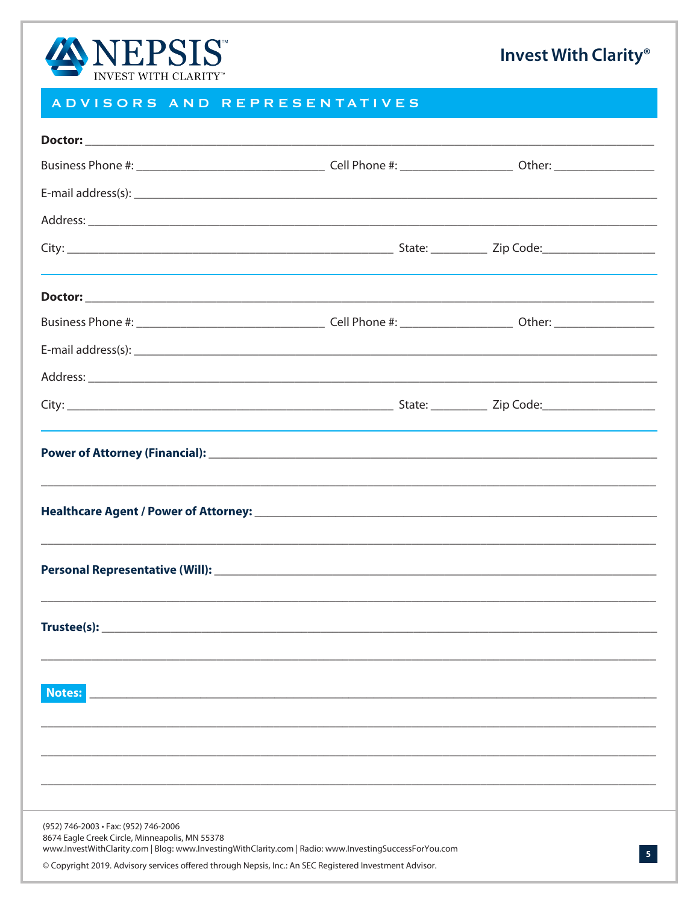NEPSIS
INVEST WITH CLARITY™

Invest With Clarity®

## ADVISORS AND REPRESENTATIVES

**Doctor:** ______________________________________________

Business Phone #: ____________________ Cell Phone #: ______________ Other: ____________

E-mail address(s): ______________________________________________

Address: ______________________________________________

City: ________________________________ State: ________ Zip Code: ______________

---

**Doctor:** ______________________________________________

Business Phone #: ____________________ Cell Phone #: ______________ Other: ____________

E-mail address(s): ______________________________________________

Address: ______________________________________________

City: ________________________________ State: ________ Zip Code: ______________

---

**Power of Attorney (Financial):** ______________________________________________

______________________________________________

**Healthcare Agent / Power of Attorney:** ______________________________________________

______________________________________________

**Personal Representative (Will):** ______________________________________________

______________________________________________

**Trustee(s):** ______________________________________________

______________________________________________

**Notes:** ______________________________________________

______________________________________________

______________________________________________

______________________________________________

(952) 746-2003 • Fax: (952) 746-2006
8674 Eagle Creek Circle, Minneapolis, MN 55378
www.InvestWithClarity.com | Blog: www.InvestingWithClarity.com | Radio: www.InvestingSuccessForYou.com

© Copyright 2019. Advisory services offered through Nepsis, Inc.: An SEC Registered Investment Advisor.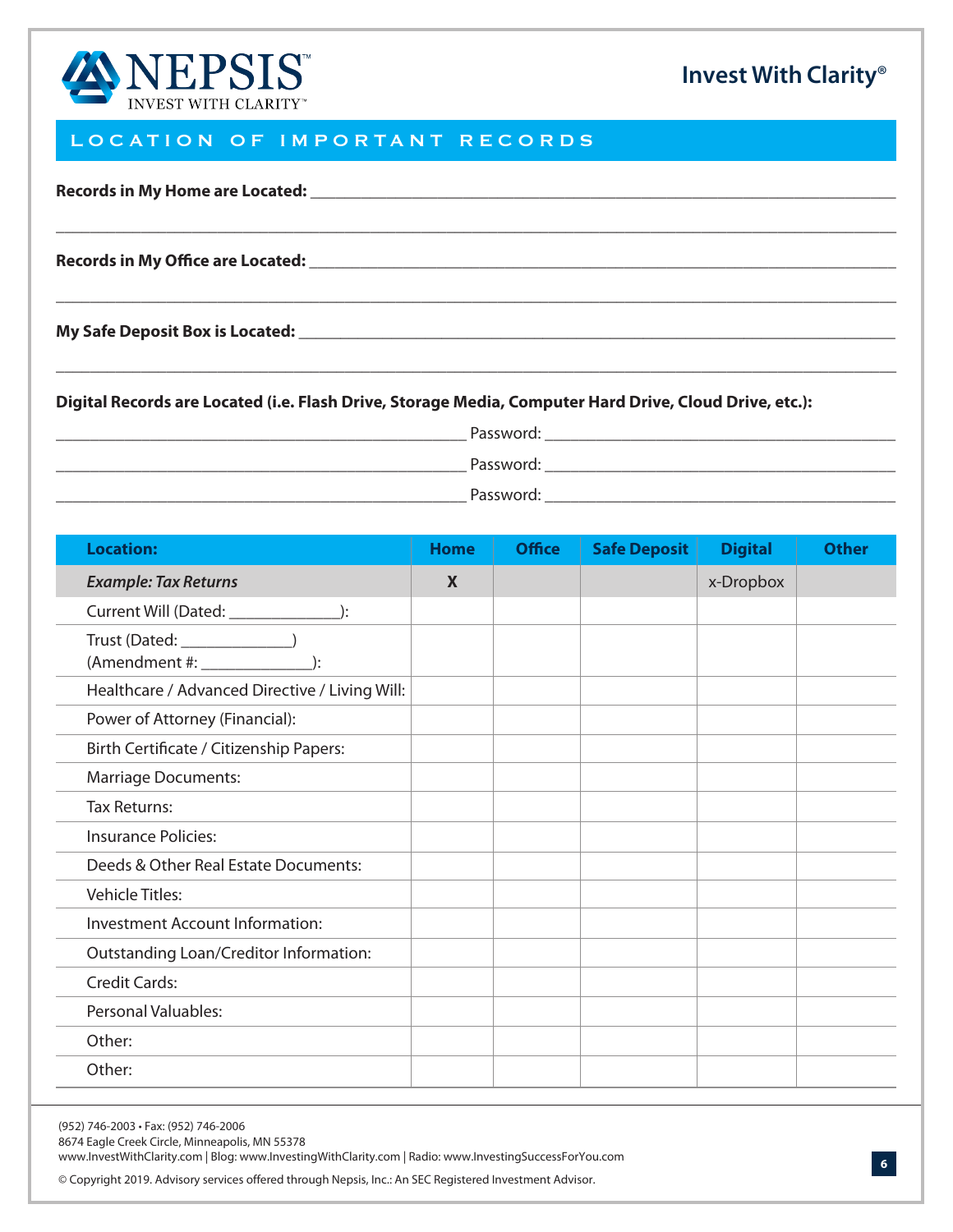## LOCATION OF IMPORTANT RECORDS

**Records in My Home are Located:** ______________________________________________

______________________________________________________________________

**Records in My Office are Located:** ______________________________________________

______________________________________________________________________

**My Safe Deposit Box is Located:** ______________________________________________

______________________________________________________________________

**Digital Records are Located (i.e. Flash Drive, Storage Media, Computer Hard Drive, Cloud Drive, etc.):**

______________________________ Password: ______________________________

______________________________ Password: ______________________________

______________________________ Password: ______________________________

| Location: | Home | Office | Safe Deposit | Digital | Other |
|---|---|---|---|---|---|
| *Example: Tax Returns* | X | | | x-Dropbox | |
| Current Will (Dated: _____________): | | | | | |
| Trust (Dated: _____________) (Amendment #: _____________): | | | | | |
| Healthcare / Advanced Directive / Living Will: | | | | | |
| Power of Attorney (Financial): | | | | | |
| Birth Certificate / Citizenship Papers: | | | | | |
| Marriage Documents: | | | | | |
| Tax Returns: | | | | | |
| Insurance Policies: | | | | | |
| Deeds & Other Real Estate Documents: | | | | | |
| Vehicle Titles: | | | | | |
| Investment Account Information: | | | | | |
| Outstanding Loan/Creditor Information: | | | | | |
| Credit Cards: | | | | | |
| Personal Valuables: | | | | | |
| Other: | | | | | |
| Other: | | | | | |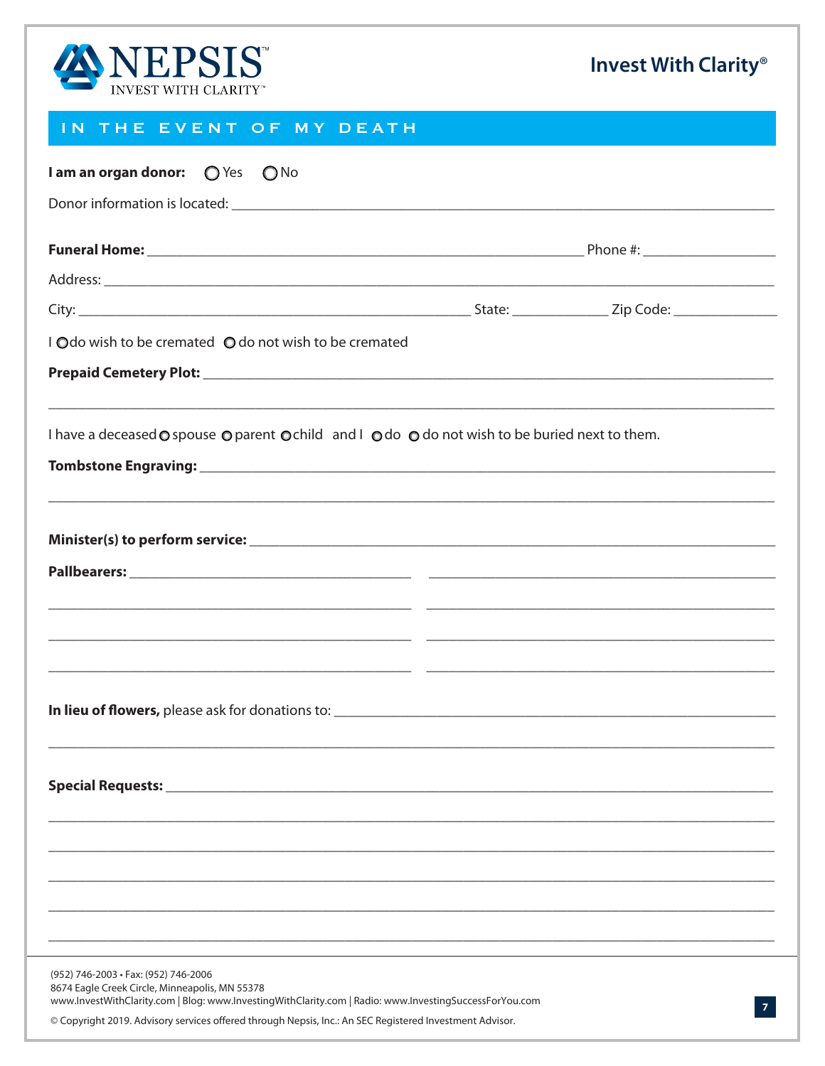## IN THE EVENT OF MY DEATH

**I am an organ donor:** ○ Yes ○ No

Donor information is located: ______________________________________________

**Funeral Home:** ______________________________________ Phone #: ______________

Address: ______________________________________________________________

City: ______________________________ State: ________ Zip Code: ________

I ○ do wish to be cremated ○ do not wish to be cremated

**Prepaid Cemetery Plot:** _______________________________________________

______________________________________________________________________

I have a deceased ○ spouse ○ parent ○ child and I ○ do ○ do not wish to be buried next to them.

**Tombstone Engraving:** ________________________________________________

______________________________________________________________________

**Minister(s) to perform service:** ________________________________________

**Pallbearers:** ____________________________ ____________________________

____________________________ ____________________________

____________________________ ____________________________

____________________________ ____________________________

**In lieu of flowers,** please ask for donations to: _____________________________

______________________________________________________________________

**Special Requests:** __________________________________________________

______________________________________________________________________

______________________________________________________________________

______________________________________________________________________

______________________________________________________________________

______________________________________________________________________

(952) 746-2003 • Fax: (952) 746-2006
8674 Eagle Creek Circle, Minneapolis, MN 55378
www.InvestWithClarity.com | Blog: www.InvestingWithClarity.com | Radio: www.InvestingSuccessForYou.com

© Copyright 2019. Advisory services offered through Nepsis, Inc.: An SEC Registered Investment Advisor.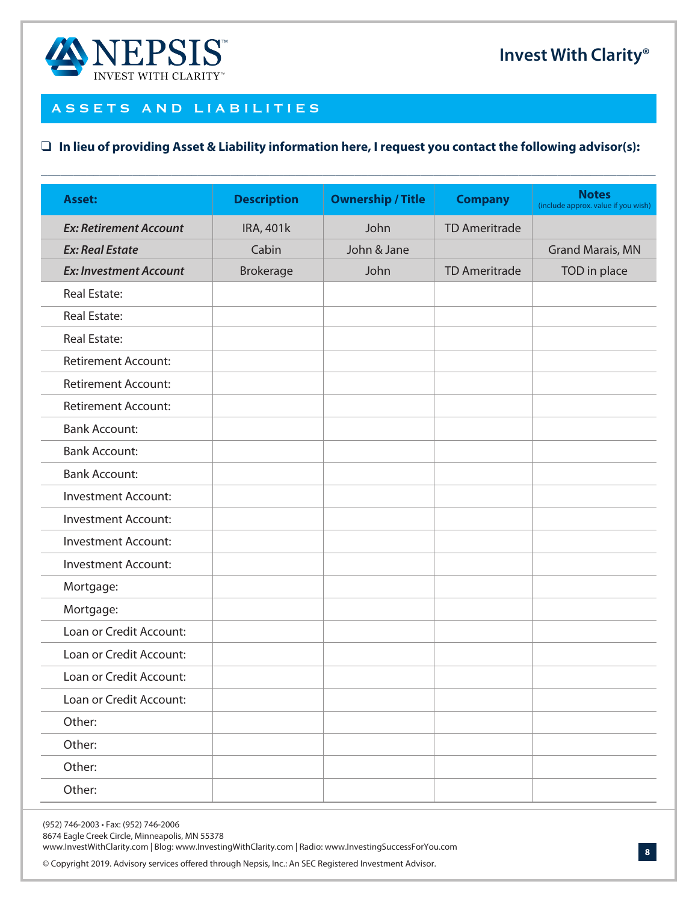## ASSETS AND LIABILITIES

❑ **In lieu of providing Asset & Liability information here, I request you contact the following advisor(s):**

______________________________________________________________________________

| Asset: | Description | Ownership / Title | Company | Notes (include approx. value if you wish) |
|---|---|---|---|---|
| *Ex: Retirement Account* | IRA, 401k | John | TD Ameritrade | |
| *Ex: Real Estate* | Cabin | John & Jane | | Grand Marais, MN |
| *Ex: Investment Account* | Brokerage | John | TD Ameritrade | TOD in place |
| Real Estate: | | | | |
| Real Estate: | | | | |
| Real Estate: | | | | |
| Retirement Account: | | | | |
| Retirement Account: | | | | |
| Retirement Account: | | | | |
| Bank Account: | | | | |
| Bank Account: | | | | |
| Bank Account: | | | | |
| Investment Account: | | | | |
| Investment Account: | | | | |
| Investment Account: | | | | |
| Investment Account: | | | | |
| Mortgage: | | | | |
| Mortgage: | | | | |
| Loan or Credit Account: | | | | |
| Loan or Credit Account: | | | | |
| Loan or Credit Account: | | | | |
| Loan or Credit Account: | | | | |
| Other: | | | | |
| Other: | | | | |
| Other: | | | | |
| Other: | | | | |

(952) 746-2003 • Fax: (952) 746-2006
8674 Eagle Creek Circle, Minneapolis, MN 55378
www.InvestWithClarity.com | Blog: www.InvestingWithClarity.com | Radio: www.InvestingSuccessForYou.com

© Copyright 2019. Advisory services offered through Nepsis, Inc.: An SEC Registered Investment Advisor.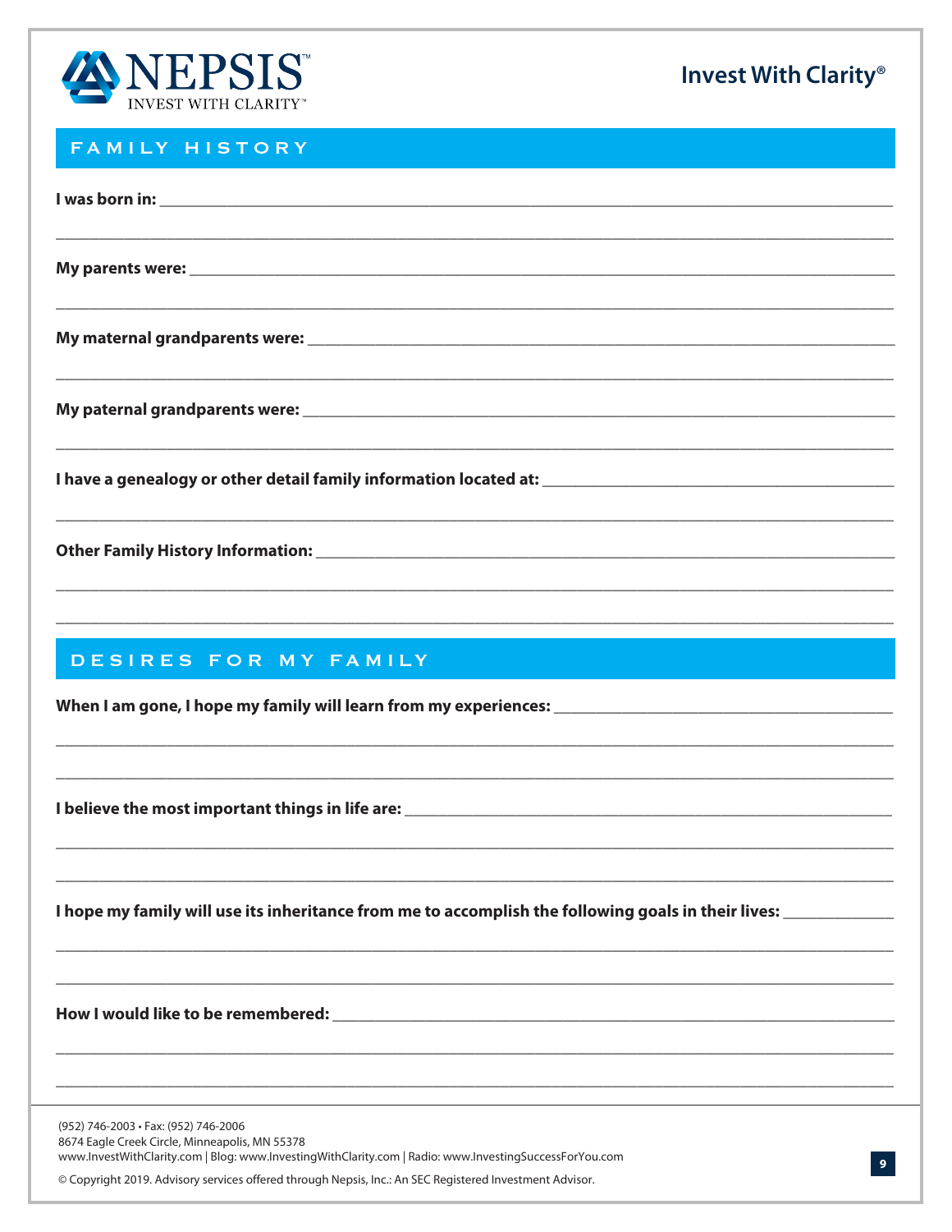## FAMILY HISTORY

**I was born in:** ____________________________________________

____________________________________________

**My parents were:** ____________________________________________

____________________________________________

**My maternal grandparents were:** ____________________________________________

____________________________________________

**My paternal grandparents were:** ____________________________________________

____________________________________________

**I have a genealogy or other detail family information located at:** ____________________________________________

____________________________________________

**Other Family History Information:** ____________________________________________

____________________________________________

____________________________________________

## DESIRES FOR MY FAMILY

**When I am gone, I hope my family will learn from my experiences:** ____________________________________________

____________________________________________

____________________________________________

**I believe the most important things in life are:** ____________________________________________

____________________________________________

____________________________________________

**I hope my family will use its inheritance from me to accomplish the following goals in their lives:** ____________________________________________

____________________________________________

____________________________________________

**How I would like to be remembered:** ____________________________________________

____________________________________________

____________________________________________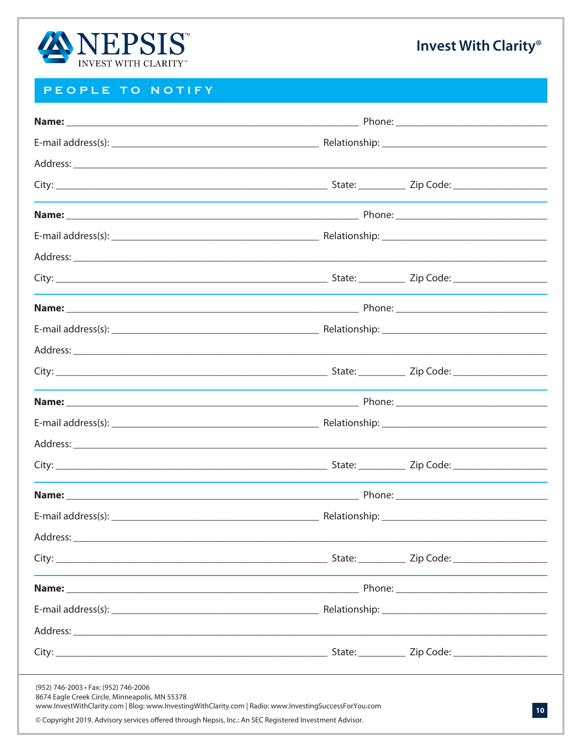NEPSIS
INVEST WITH CLARITY™

Invest With Clarity®

## PEOPLE TO NOTIFY

**Name:** ________________________________________ Phone: ____________________

E-mail address(s): ______________________________ Relationship: ______________________

Address: ______________________________________________________________________

City: ________________________________________ State: _______ Zip Code: _____________

---

**Name:** ________________________________________ Phone: ____________________

E-mail address(s): ______________________________ Relationship: ______________________

Address: ______________________________________________________________________

City: ________________________________________ State: _______ Zip Code: _____________

---

**Name:** ________________________________________ Phone: ____________________

E-mail address(s): ______________________________ Relationship: ______________________

Address: ______________________________________________________________________

City: ________________________________________ State: _______ Zip Code: _____________

---

**Name:** ________________________________________ Phone: ____________________

E-mail address(s): ______________________________ Relationship: ______________________

Address: ______________________________________________________________________

City: ________________________________________ State: _______ Zip Code: _____________

---

**Name:** ________________________________________ Phone: ____________________

E-mail address(s): ______________________________ Relationship: ______________________

Address: ______________________________________________________________________

City: ________________________________________ State: _______ Zip Code: _____________

---

**Name:** ________________________________________ Phone: ____________________

E-mail address(s): ______________________________ Relationship: ______________________

Address: ______________________________________________________________________

City: ________________________________________ State: _______ Zip Code: _____________

(952) 746-2003 • Fax: (952) 746-2006
8674 Eagle Creek Circle, Minneapolis, MN 55378
www.InvestWithClarity.com | Blog: www.InvestingWithClarity.com | Radio: www.InvestingSuccessForYou.com

© Copyright 2019. Advisory services offered through Nepsis, Inc.: An SEC Registered Investment Advisor.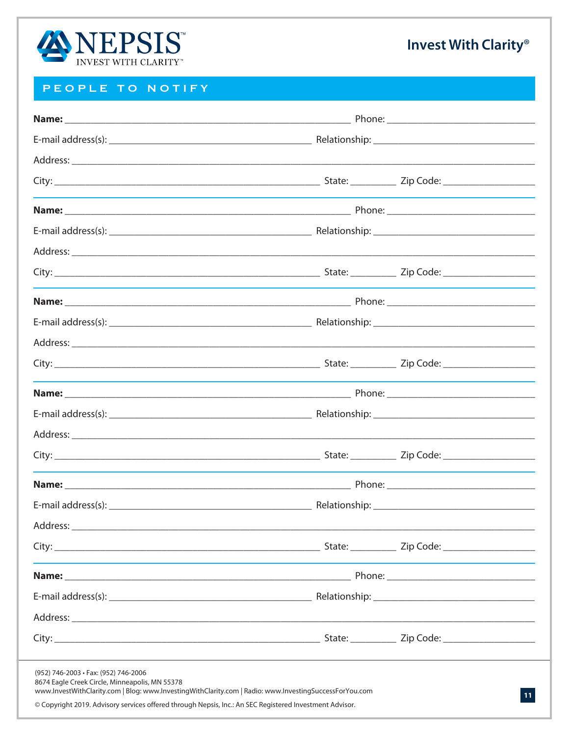## PEOPLE TO NOTIFY

**Name:** ______________________________ Phone: ______________________

E-mail address(s): ______________________ Relationship: ______________________

Address: ______________________________________________________________

City: ______________________________ State: ________ Zip Code: ______________

---

**Name:** ______________________________ Phone: ______________________

E-mail address(s): ______________________ Relationship: ______________________

Address: ______________________________________________________________

City: ______________________________ State: ________ Zip Code: ______________

---

**Name:** ______________________________ Phone: ______________________

E-mail address(s): ______________________ Relationship: ______________________

Address: ______________________________________________________________

City: ______________________________ State: ________ Zip Code: ______________

---

**Name:** ______________________________ Phone: ______________________

E-mail address(s): ______________________ Relationship: ______________________

Address: ______________________________________________________________

City: ______________________________ State: ________ Zip Code: ______________

---

**Name:** ______________________________ Phone: ______________________

E-mail address(s): ______________________ Relationship: ______________________

Address: ______________________________________________________________

City: ______________________________ State: ________ Zip Code: ______________

---

**Name:** ______________________________ Phone: ______________________

E-mail address(s): ______________________ Relationship: ______________________

Address: ______________________________________________________________

City: ______________________________ State: ________ Zip Code: ______________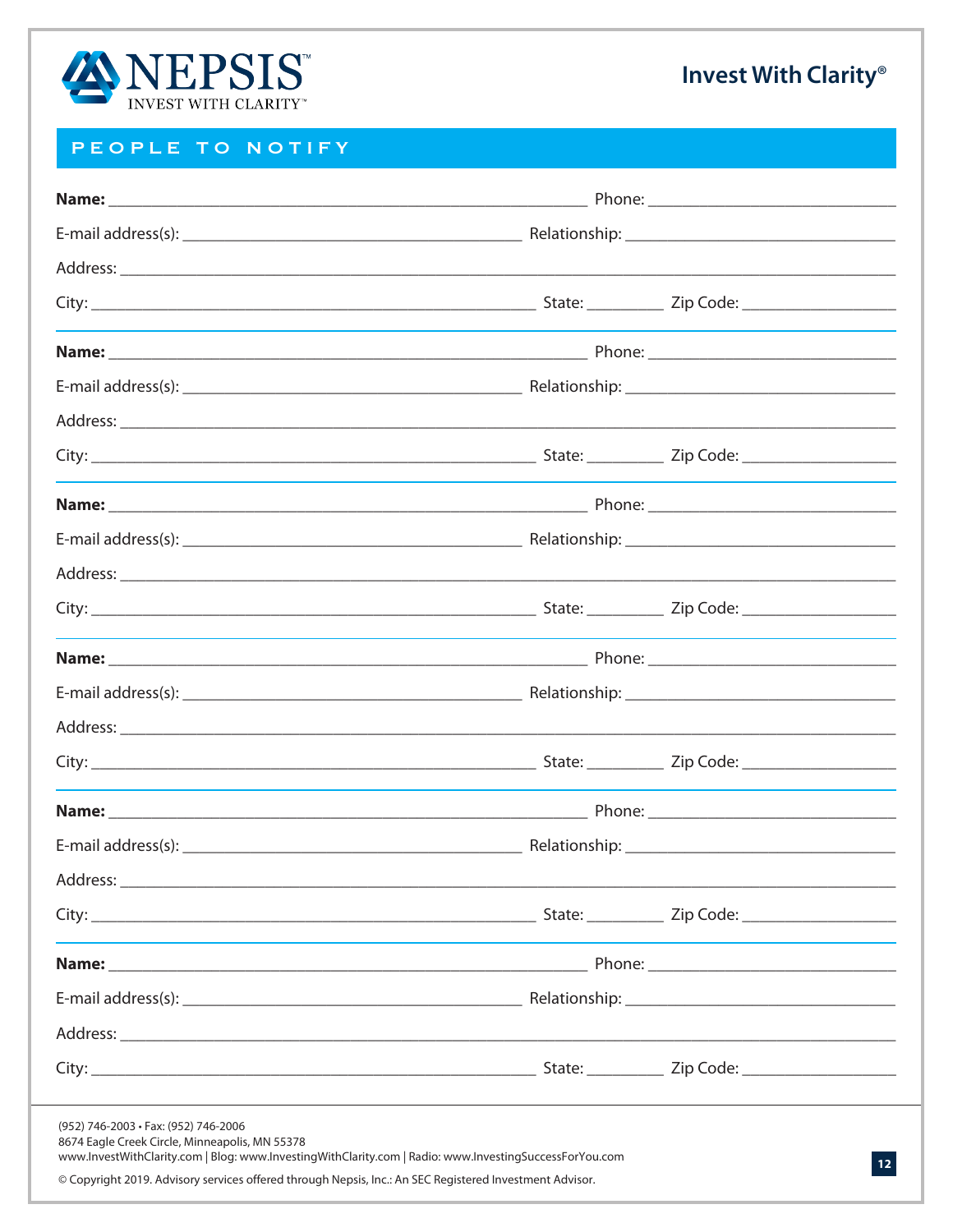## PEOPLE TO NOTIFY

**Name:** ______________________________ Phone: ______________________________

E-mail address(s): ______________________________ Relationship: ______________________________

Address: ____________________________________________________________

City: ______________________________ State: __________ Zip Code: ______________

---

**Name:** ______________________________ Phone: ______________________________

E-mail address(s): ______________________________ Relationship: ______________________________

Address: ____________________________________________________________

City: ______________________________ State: __________ Zip Code: ______________

---

**Name:** ______________________________ Phone: ______________________________

E-mail address(s): ______________________________ Relationship: ______________________________

Address: ____________________________________________________________

City: ______________________________ State: __________ Zip Code: ______________

---

**Name:** ______________________________ Phone: ______________________________

E-mail address(s): ______________________________ Relationship: ______________________________

Address: ____________________________________________________________

City: ______________________________ State: __________ Zip Code: ______________

---

**Name:** ______________________________ Phone: ______________________________

E-mail address(s): ______________________________ Relationship: ______________________________

Address: ____________________________________________________________

City: ______________________________ State: __________ Zip Code: ______________

---

**Name:** ______________________________ Phone: ______________________________

E-mail address(s): ______________________________ Relationship: ______________________________

Address: ____________________________________________________________

City: ______________________________ State: __________ Zip Code: ______________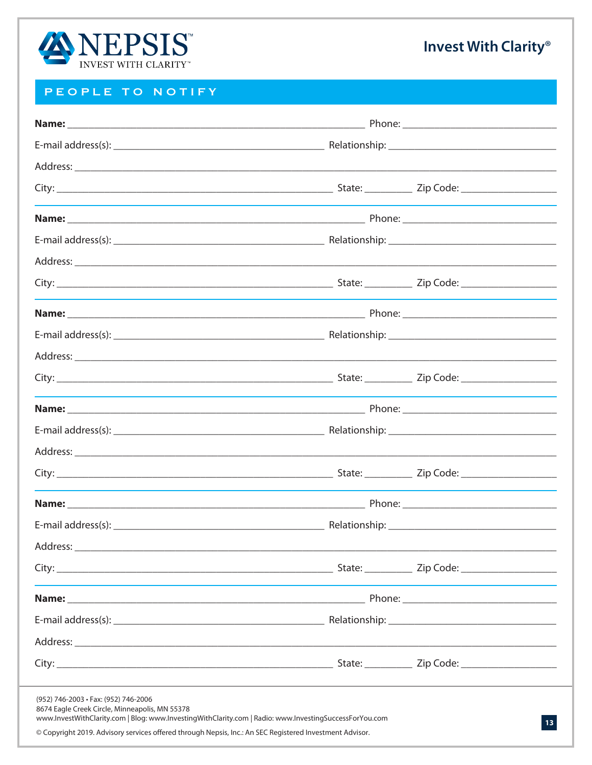NEPSIS

INVEST WITH CLARITY

Invest With Clarity®

## PEOPLE TO NOTIFY

**Name:** ______________________________ Phone: ______________________

E-mail address(s): ______________________ Relationship: ______________________

Address: ______________________________________________________________

City: ______________________________ State: ________ Zip Code: ______________

---

**Name:** ______________________________ Phone: ______________________

E-mail address(s): ______________________ Relationship: ______________________

Address: ______________________________________________________________

City: ______________________________ State: ________ Zip Code: ______________

---

**Name:** ______________________________ Phone: ______________________

E-mail address(s): ______________________ Relationship: ______________________

Address: ______________________________________________________________

City: ______________________________ State: ________ Zip Code: ______________

---

**Name:** ______________________________ Phone: ______________________

E-mail address(s): ______________________ Relationship: ______________________

Address: ______________________________________________________________

City: ______________________________ State: ________ Zip Code: ______________

---

**Name:** ______________________________ Phone: ______________________

E-mail address(s): ______________________ Relationship: ______________________

Address: ______________________________________________________________

City: ______________________________ State: ________ Zip Code: ______________

---

**Name:** ______________________________ Phone: ______________________

E-mail address(s): ______________________ Relationship: ______________________

Address: ______________________________________________________________

City: ______________________________ State: ________ Zip Code: ______________

---

(952) 746-2003 • Fax: (952) 746-2006
8674 Eagle Creek Circle, Minneapolis, MN 55378
www.InvestWithClarity.com | Blog: www.InvestingWithClarity.com | Radio: www.InvestingSuccessForYou.com

© Copyright 2019. Advisory services offered through Nepsis, Inc.: An SEC Registered Investment Advisor.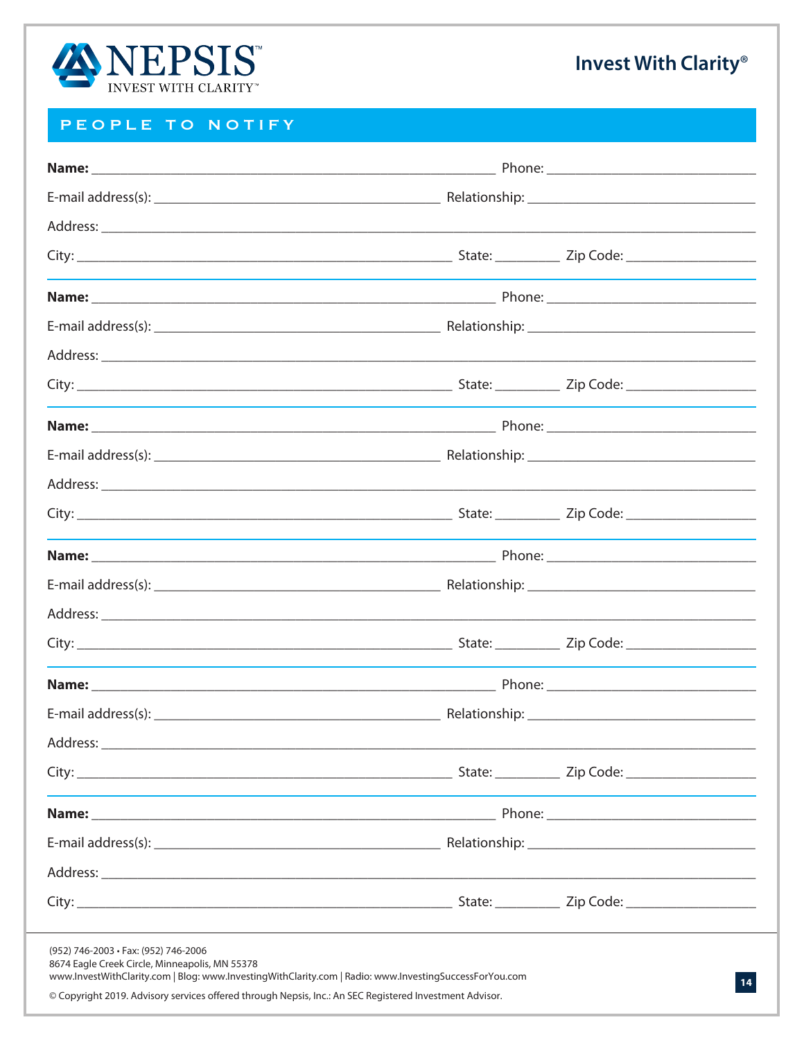## PEOPLE TO NOTIFY

**Name:** ______________________________ Phone: ______________________

E-mail address(s): ______________________ Relationship: ______________________

Address: ______________________________________________________________

City: ______________________________ State: ________ Zip Code: ______________

---

**Name:** ______________________________ Phone: ______________________

E-mail address(s): ______________________ Relationship: ______________________

Address: ______________________________________________________________

City: ______________________________ State: ________ Zip Code: ______________

---

**Name:** ______________________________ Phone: ______________________

E-mail address(s): ______________________ Relationship: ______________________

Address: ______________________________________________________________

City: ______________________________ State: ________ Zip Code: ______________

---

**Name:** ______________________________ Phone: ______________________

E-mail address(s): ______________________ Relationship: ______________________

Address: ______________________________________________________________

City: ______________________________ State: ________ Zip Code: ______________

---

**Name:** ______________________________ Phone: ______________________

E-mail address(s): ______________________ Relationship: ______________________

Address: ______________________________________________________________

City: ______________________________ State: ________ Zip Code: ______________

---

**Name:** ______________________________ Phone: ______________________

E-mail address(s): ______________________ Relationship: ______________________

Address: ______________________________________________________________

City: ______________________________ State: ________ Zip Code: ______________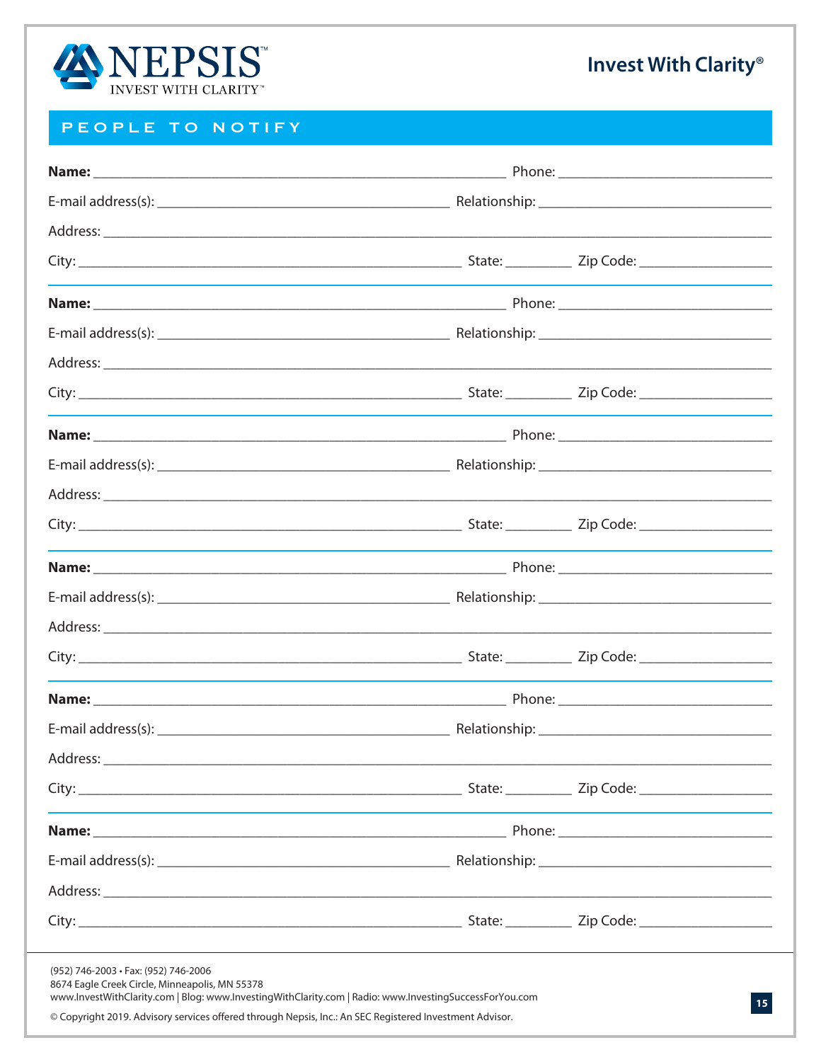NEPSIS
INVEST WITH CLARITY™

Invest With Clarity®

## PEOPLE TO NOTIFY

**Name:** ______________________________ Phone: ______________________

E-mail address(s): ______________________________ Relationship: ______________________

Address: ____________________________________________________________

City: ______________________________ State: ________ Zip Code: ______________

---

**Name:** ______________________________ Phone: ______________________

E-mail address(s): ______________________________ Relationship: ______________________

Address: ____________________________________________________________

City: ______________________________ State: ________ Zip Code: ______________

---

**Name:** ______________________________ Phone: ______________________

E-mail address(s): ______________________________ Relationship: ______________________

Address: ____________________________________________________________

City: ______________________________ State: ________ Zip Code: ______________

---

**Name:** ______________________________ Phone: ______________________

E-mail address(s): ______________________________ Relationship: ______________________

Address: ____________________________________________________________

City: ______________________________ State: ________ Zip Code: ______________

---

**Name:** ______________________________ Phone: ______________________

E-mail address(s): ______________________________ Relationship: ______________________

Address: ____________________________________________________________

City: ______________________________ State: ________ Zip Code: ______________

---

**Name:** ______________________________ Phone: ______________________

E-mail address(s): ______________________________ Relationship: ______________________

Address: ____________________________________________________________

City: ______________________________ State: ________ Zip Code: ______________

(952) 746-2003 • Fax: (952) 746-2006
8674 Eagle Creek Circle, Minneapolis, MN 55378
www.InvestWithClarity.com | Blog: www.InvestingWithClarity.com | Radio: www.InvestingSuccessForYou.com

© Copyright 2019. Advisory services offered through Nepsis, Inc.: An SEC Registered Investment Advisor.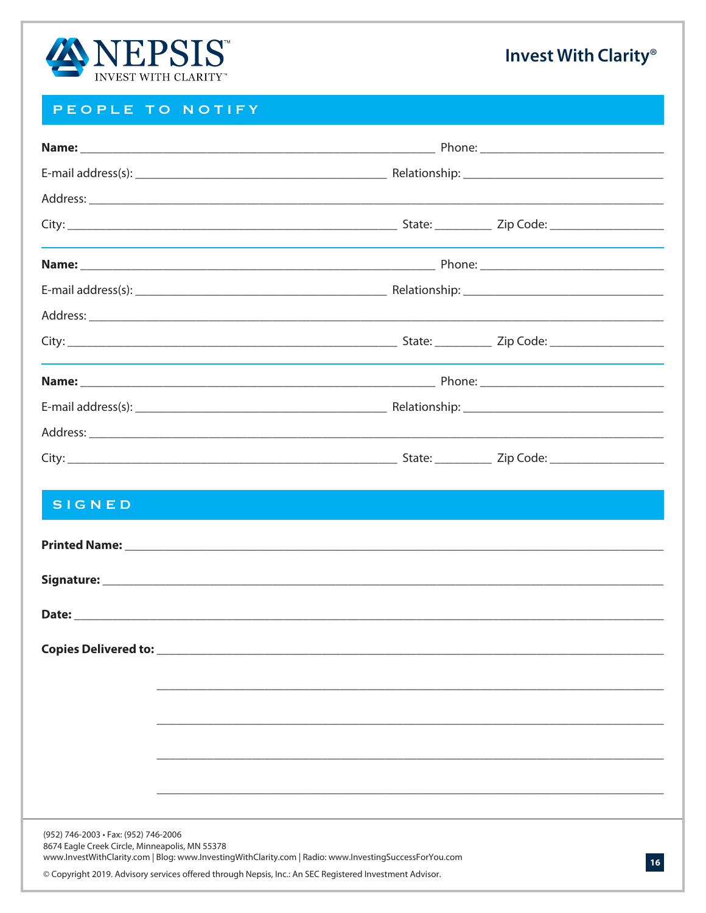## PEOPLE TO NOTIFY

**Name:** ______________________________ Phone: ______________________________

E-mail address(s): ______________________________ Relationship: ______________________________

Address: ____________________________________________________________

City: ______________________________ State: __________ Zip Code: ____________________

---

**Name:** ______________________________ Phone: ______________________________

E-mail address(s): ______________________________ Relationship: ______________________________

Address: ____________________________________________________________

City: ______________________________ State: __________ Zip Code: ____________________

---

**Name:** ______________________________ Phone: ______________________________

E-mail address(s): ______________________________ Relationship: ______________________________

Address: ____________________________________________________________

City: ______________________________ State: __________ Zip Code: ____________________

## SIGNED

**Printed Name:** ____________________________________________________________

**Signature:** ____________________________________________________________

**Date:** ____________________________________________________________

**Copies Delivered to:** ____________________________________________________________

____________________________________________________________

____________________________________________________________

____________________________________________________________

____________________________________________________________

(952) 746-2003 • Fax: (952) 746-2006
8674 Eagle Creek Circle, Minneapolis, MN 55378
www.InvestWithClarity.com | Blog: www.InvestingWithClarity.com | Radio: www.InvestingSuccessForYou.com

© Copyright 2019. Advisory services offered through Nepsis, Inc.: An SEC Registered Investment Advisor.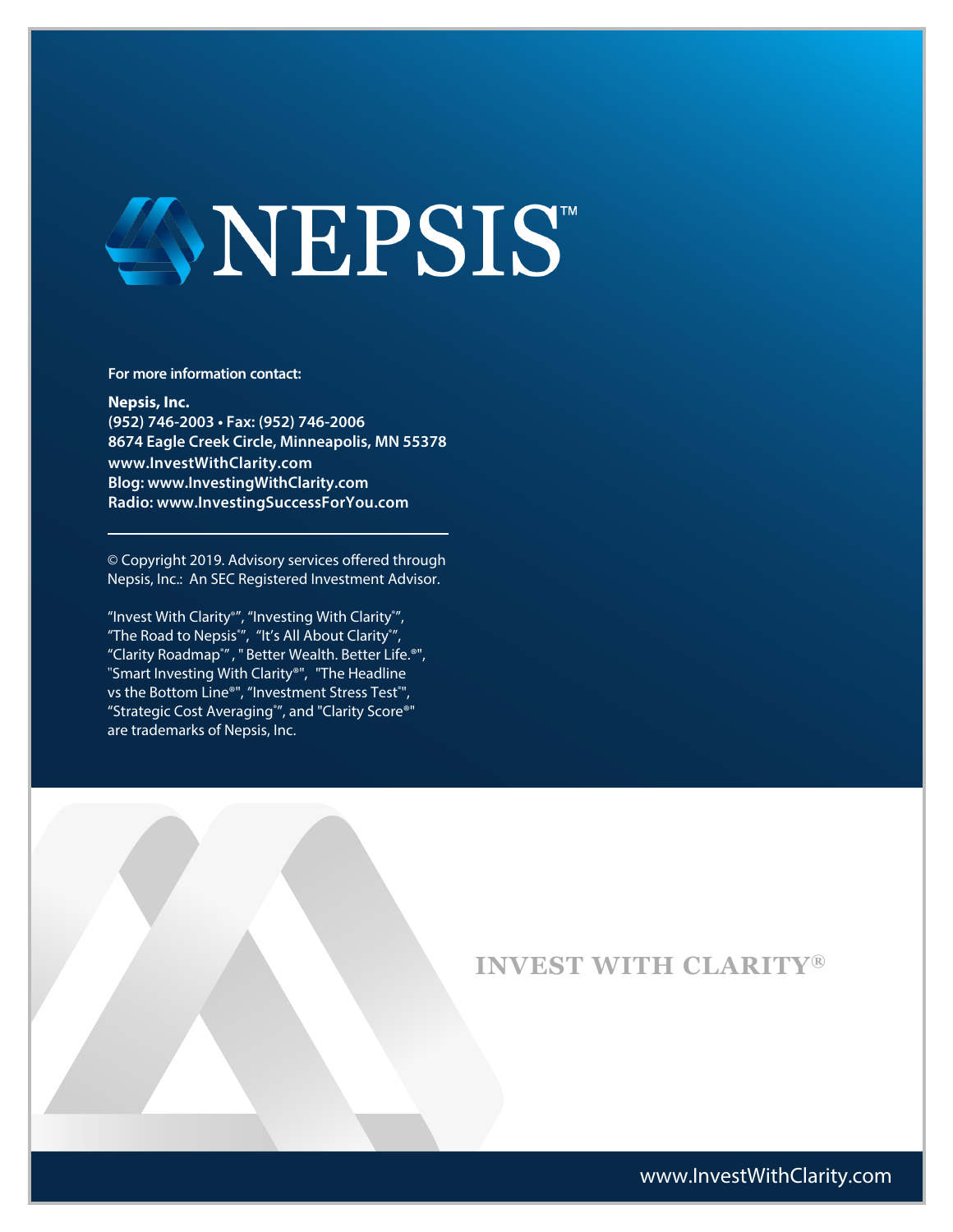# NEPSIS™

**For more information contact:**

**Nepsis, Inc.**
**(952) 746-2003 • Fax: (952) 746-2006**
**8674 Eagle Creek Circle, Minneapolis, MN 55378**
**www.InvestWithClarity.com**
**Blog: www.InvestingWithClarity.com**
**Radio: www.InvestingSuccessForYou.com**

---

© Copyright 2019. Advisory services offered through Nepsis, Inc.: An SEC Registered Investment Advisor.

"Invest With Clarity®", "Investing With Clarity®", "The Road to Nepsis®", "It's All About Clarity®", "Clarity Roadmap®", "Better Wealth. Better Life.®", "Smart Investing With Clarity®", "The Headline vs the Bottom Line®", "Investment Stress Test®", "Strategic Cost Averaging®", and "Clarity Score®" are trademarks of Nepsis, Inc.

INVEST WITH CLARITY®

www.InvestWithClarity.com